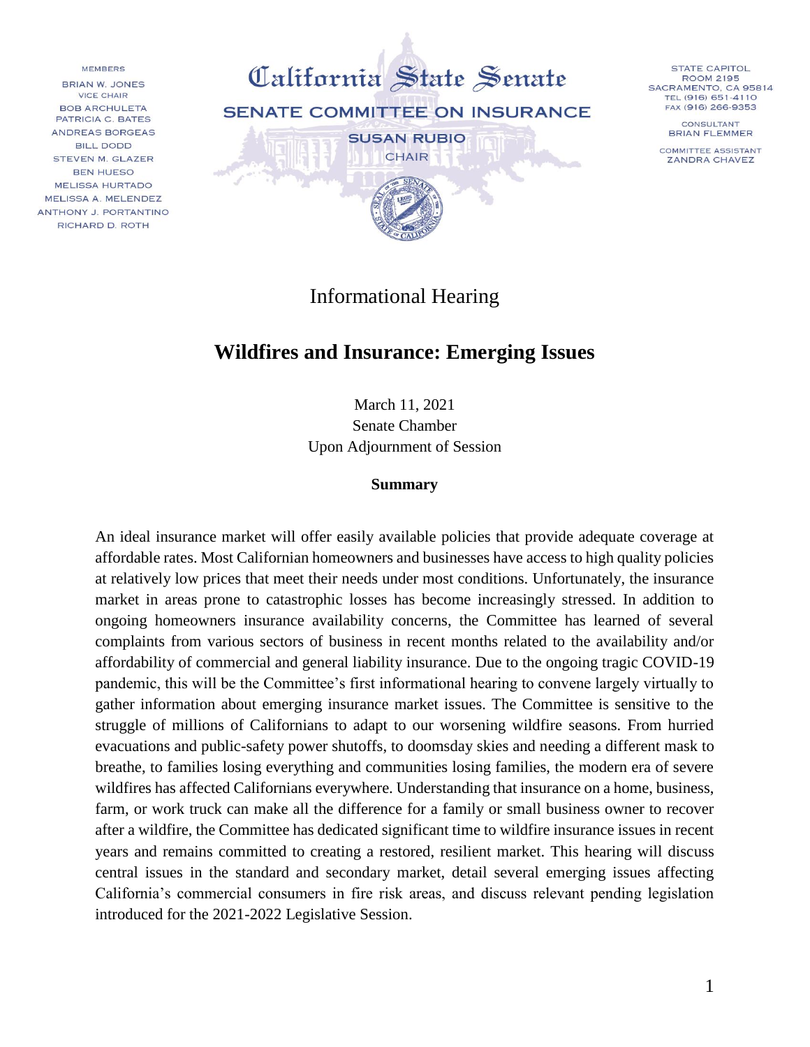MEMBERS
BRIAN W. JONES
VICE CHAIR
BOB ARCHULETA
PATRICIA C. BATES
ANDREAS BORGEAS
BILL DODD
STEVEN M. GLAZER
BEN HUESO
MELISSA HURTADO
MELISSA A. MELENDEZ
ANTHONY J. PORTANTINO
RICHARD D. ROTH

# California State Senate

## SENATE COMMITTEE ON INSURANCE

SUSAN RUBIO
CHAIR

STATE CAPITOL
ROOM 2195
SACRAMENTO, CA 95814
TEL (916) 651-4110
FAX (916) 266-9353

CONSULTANT
BRIAN FLEMMER

COMMITTEE ASSISTANT
ZANDRA CHAVEZ

Informational Hearing

# Wildfires and Insurance: Emerging Issues

March 11, 2021
Senate Chamber
Upon Adjournment of Session

**Summary**

An ideal insurance market will offer easily available policies that provide adequate coverage at affordable rates. Most Californian homeowners and businesses have access to high quality policies at relatively low prices that meet their needs under most conditions. Unfortunately, the insurance market in areas prone to catastrophic losses has become increasingly stressed. In addition to ongoing homeowners insurance availability concerns, the Committee has learned of several complaints from various sectors of business in recent months related to the availability and/or affordability of commercial and general liability insurance. Due to the ongoing tragic COVID-19 pandemic, this will be the Committee's first informational hearing to convene largely virtually to gather information about emerging insurance market issues. The Committee is sensitive to the struggle of millions of Californians to adapt to our worsening wildfire seasons. From hurried evacuations and public-safety power shutoffs, to doomsday skies and needing a different mask to breathe, to families losing everything and communities losing families, the modern era of severe wildfires has affected Californians everywhere. Understanding that insurance on a home, business, farm, or work truck can make all the difference for a family or small business owner to recover after a wildfire, the Committee has dedicated significant time to wildfire insurance issues in recent years and remains committed to creating a restored, resilient market. This hearing will discuss central issues in the standard and secondary market, detail several emerging issues affecting California's commercial consumers in fire risk areas, and discuss relevant pending legislation introduced for the 2021-2022 Legislative Session.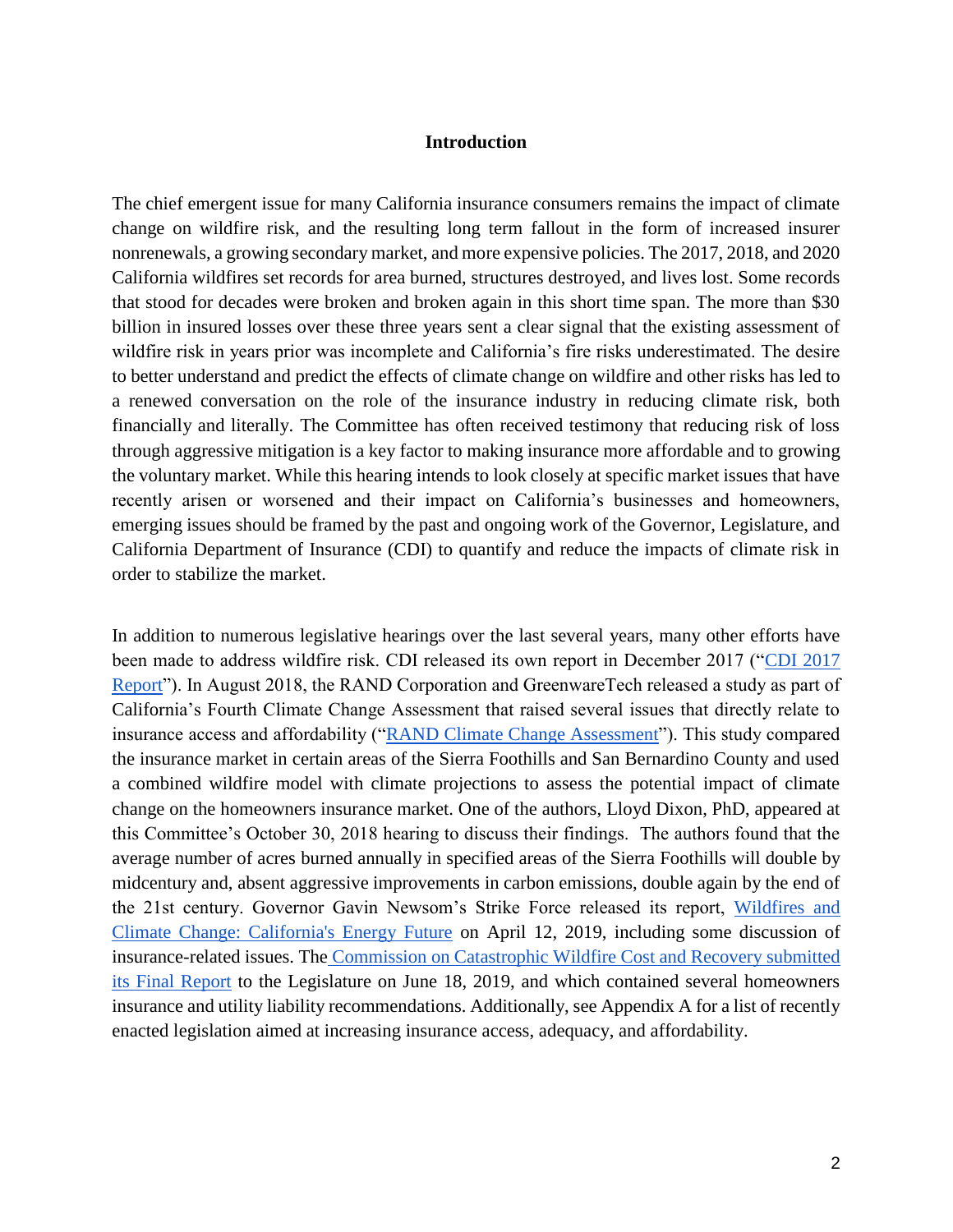## Introduction

The chief emergent issue for many California insurance consumers remains the impact of climate change on wildfire risk, and the resulting long term fallout in the form of increased insurer nonrenewals, a growing secondary market, and more expensive policies. The 2017, 2018, and 2020 California wildfires set records for area burned, structures destroyed, and lives lost. Some records that stood for decades were broken and broken again in this short time span. The more than $30 billion in insured losses over these three years sent a clear signal that the existing assessment of wildfire risk in years prior was incomplete and California's fire risks underestimated. The desire to better understand and predict the effects of climate change on wildfire and other risks has led to a renewed conversation on the role of the insurance industry in reducing climate risk, both financially and literally. The Committee has often received testimony that reducing risk of loss through aggressive mitigation is a key factor to making insurance more affordable and to growing the voluntary market. While this hearing intends to look closely at specific market issues that have recently arisen or worsened and their impact on California's businesses and homeowners, emerging issues should be framed by the past and ongoing work of the Governor, Legislature, and California Department of Insurance (CDI) to quantify and reduce the impacts of climate risk in order to stabilize the market.

In addition to numerous legislative hearings over the last several years, many other efforts have been made to address wildfire risk. CDI released its own report in December 2017 ("CDI 2017 Report"). In August 2018, the RAND Corporation and GreenwareTech released a study as part of California's Fourth Climate Change Assessment that raised several issues that directly relate to insurance access and affordability ("RAND Climate Change Assessment"). This study compared the insurance market in certain areas of the Sierra Foothills and San Bernardino County and used a combined wildfire model with climate projections to assess the potential impact of climate change on the homeowners insurance market. One of the authors, Lloyd Dixon, PhD, appeared at this Committee's October 30, 2018 hearing to discuss their findings. The authors found that the average number of acres burned annually in specified areas of the Sierra Foothills will double by midcentury and, absent aggressive improvements in carbon emissions, double again by the end of the 21st century. Governor Gavin Newsom's Strike Force released its report, Wildfires and Climate Change: California's Energy Future on April 12, 2019, including some discussion of insurance-related issues. The Commission on Catastrophic Wildfire Cost and Recovery submitted its Final Report to the Legislature on June 18, 2019, and which contained several homeowners insurance and utility liability recommendations. Additionally, see Appendix A for a list of recently enacted legislation aimed at increasing insurance access, adequacy, and affordability.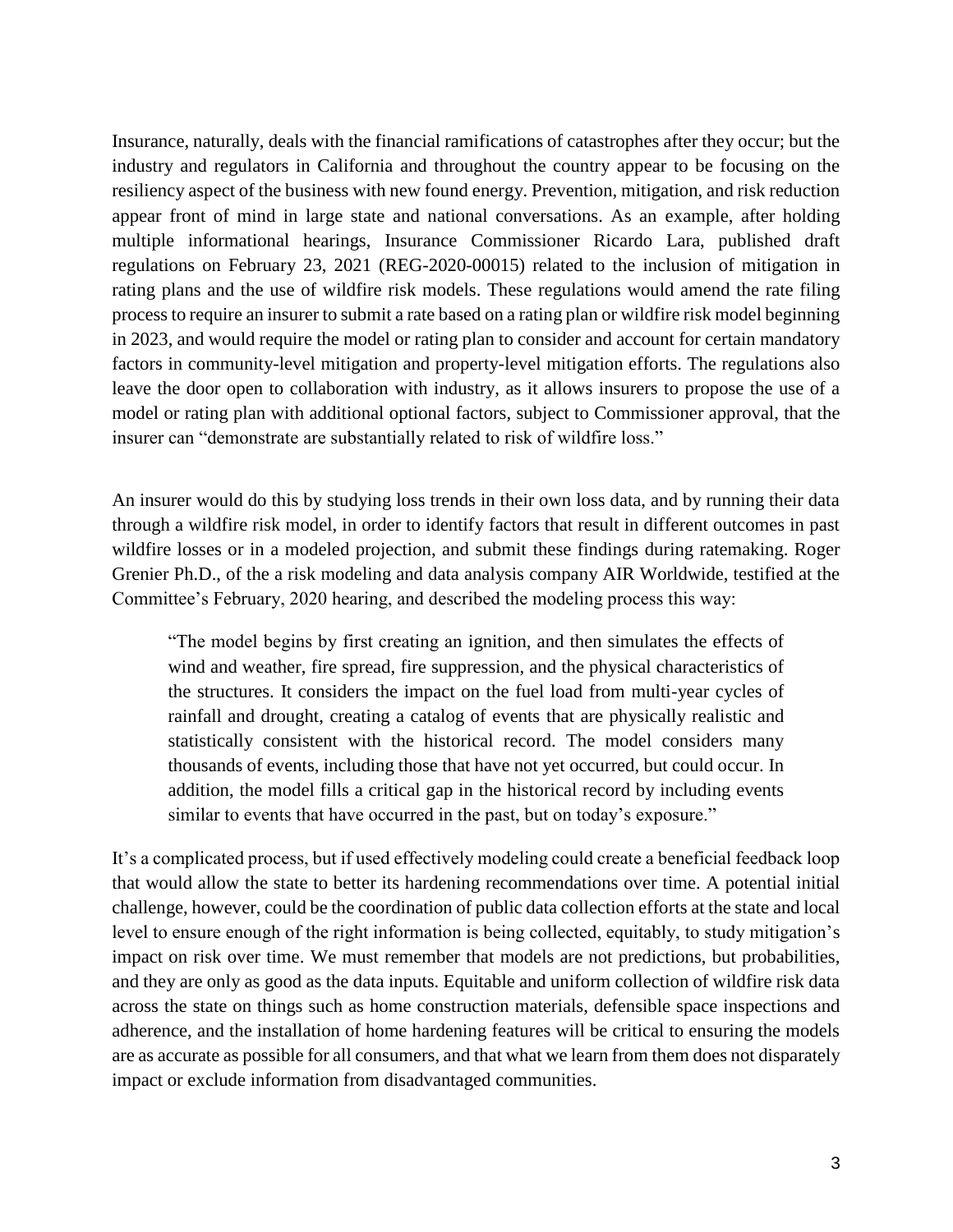Insurance, naturally, deals with the financial ramifications of catastrophes after they occur; but the industry and regulators in California and throughout the country appear to be focusing on the resiliency aspect of the business with new found energy. Prevention, mitigation, and risk reduction appear front of mind in large state and national conversations. As an example, after holding multiple informational hearings, Insurance Commissioner Ricardo Lara, published draft regulations on February 23, 2021 (REG-2020-00015) related to the inclusion of mitigation in rating plans and the use of wildfire risk models. These regulations would amend the rate filing process to require an insurer to submit a rate based on a rating plan or wildfire risk model beginning in 2023, and would require the model or rating plan to consider and account for certain mandatory factors in community-level mitigation and property-level mitigation efforts. The regulations also leave the door open to collaboration with industry, as it allows insurers to propose the use of a model or rating plan with additional optional factors, subject to Commissioner approval, that the insurer can "demonstrate are substantially related to risk of wildfire loss."

An insurer would do this by studying loss trends in their own loss data, and by running their data through a wildfire risk model, in order to identify factors that result in different outcomes in past wildfire losses or in a modeled projection, and submit these findings during ratemaking. Roger Grenier Ph.D., of the a risk modeling and data analysis company AIR Worldwide, testified at the Committee's February, 2020 hearing, and described the modeling process this way:

> "The model begins by first creating an ignition, and then simulates the effects of wind and weather, fire spread, fire suppression, and the physical characteristics of the structures. It considers the impact on the fuel load from multi-year cycles of rainfall and drought, creating a catalog of events that are physically realistic and statistically consistent with the historical record. The model considers many thousands of events, including those that have not yet occurred, but could occur. In addition, the model fills a critical gap in the historical record by including events similar to events that have occurred in the past, but on today's exposure."

It's a complicated process, but if used effectively modeling could create a beneficial feedback loop that would allow the state to better its hardening recommendations over time. A potential initial challenge, however, could be the coordination of public data collection efforts at the state and local level to ensure enough of the right information is being collected, equitably, to study mitigation's impact on risk over time. We must remember that models are not predictions, but probabilities, and they are only as good as the data inputs. Equitable and uniform collection of wildfire risk data across the state on things such as home construction materials, defensible space inspections and adherence, and the installation of home hardening features will be critical to ensuring the models are as accurate as possible for all consumers, and that what we learn from them does not disparately impact or exclude information from disadvantaged communities.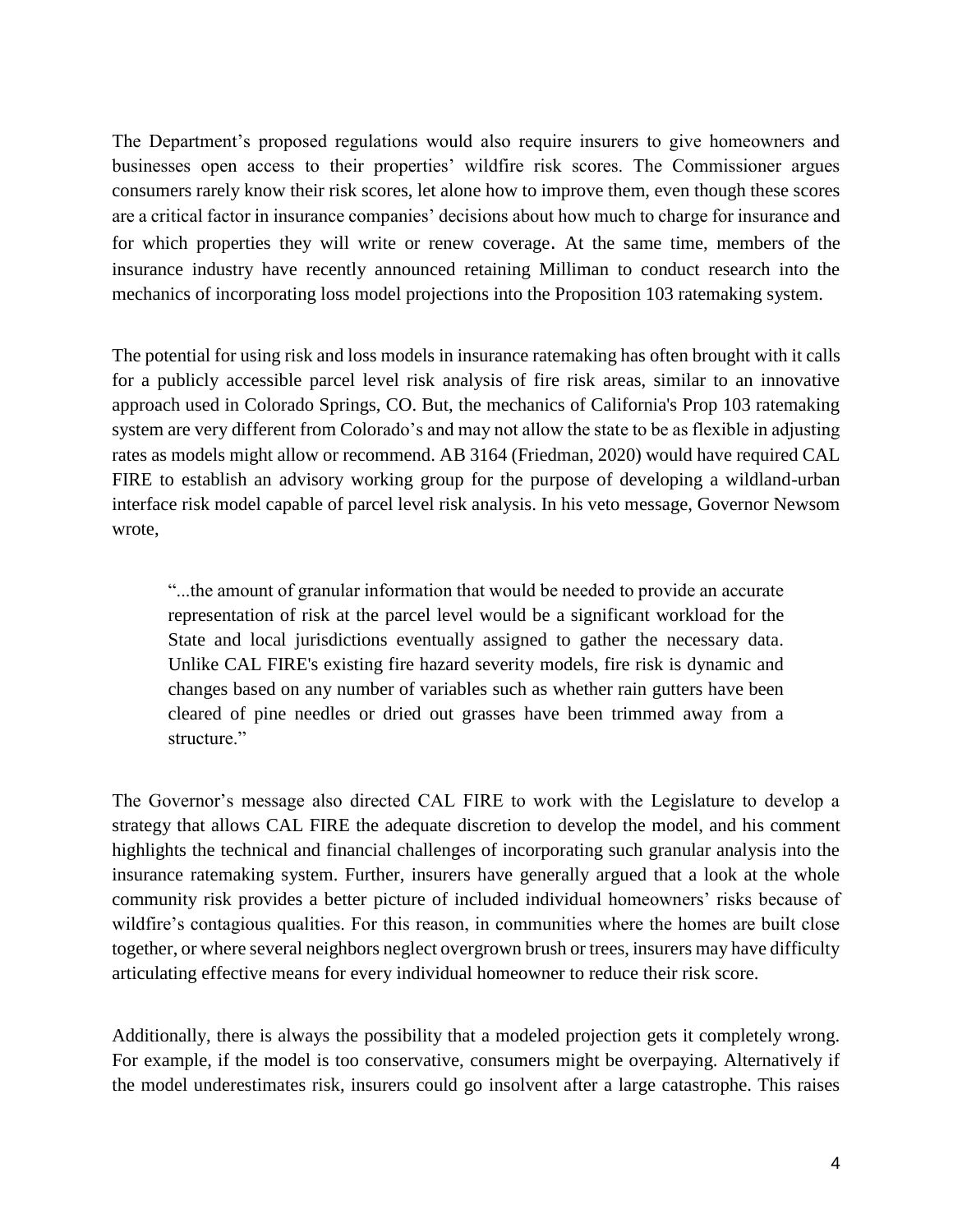The Department's proposed regulations would also require insurers to give homeowners and businesses open access to their properties' wildfire risk scores. The Commissioner argues consumers rarely know their risk scores, let alone how to improve them, even though these scores are a critical factor in insurance companies' decisions about how much to charge for insurance and for which properties they will write or renew coverage. At the same time, members of the insurance industry have recently announced retaining Milliman to conduct research into the mechanics of incorporating loss model projections into the Proposition 103 ratemaking system.

The potential for using risk and loss models in insurance ratemaking has often brought with it calls for a publicly accessible parcel level risk analysis of fire risk areas, similar to an innovative approach used in Colorado Springs, CO. But, the mechanics of California's Prop 103 ratemaking system are very different from Colorado's and may not allow the state to be as flexible in adjusting rates as models might allow or recommend. AB 3164 (Friedman, 2020) would have required CAL FIRE to establish an advisory working group for the purpose of developing a wildland-urban interface risk model capable of parcel level risk analysis. In his veto message, Governor Newsom wrote,

> "...the amount of granular information that would be needed to provide an accurate representation of risk at the parcel level would be a significant workload for the State and local jurisdictions eventually assigned to gather the necessary data. Unlike CAL FIRE's existing fire hazard severity models, fire risk is dynamic and changes based on any number of variables such as whether rain gutters have been cleared of pine needles or dried out grasses have been trimmed away from a structure."

The Governor's message also directed CAL FIRE to work with the Legislature to develop a strategy that allows CAL FIRE the adequate discretion to develop the model, and his comment highlights the technical and financial challenges of incorporating such granular analysis into the insurance ratemaking system. Further, insurers have generally argued that a look at the whole community risk provides a better picture of included individual homeowners' risks because of wildfire's contagious qualities. For this reason, in communities where the homes are built close together, or where several neighbors neglect overgrown brush or trees, insurers may have difficulty articulating effective means for every individual homeowner to reduce their risk score.

Additionally, there is always the possibility that a modeled projection gets it completely wrong. For example, if the model is too conservative, consumers might be overpaying. Alternatively if the model underestimates risk, insurers could go insolvent after a large catastrophe. This raises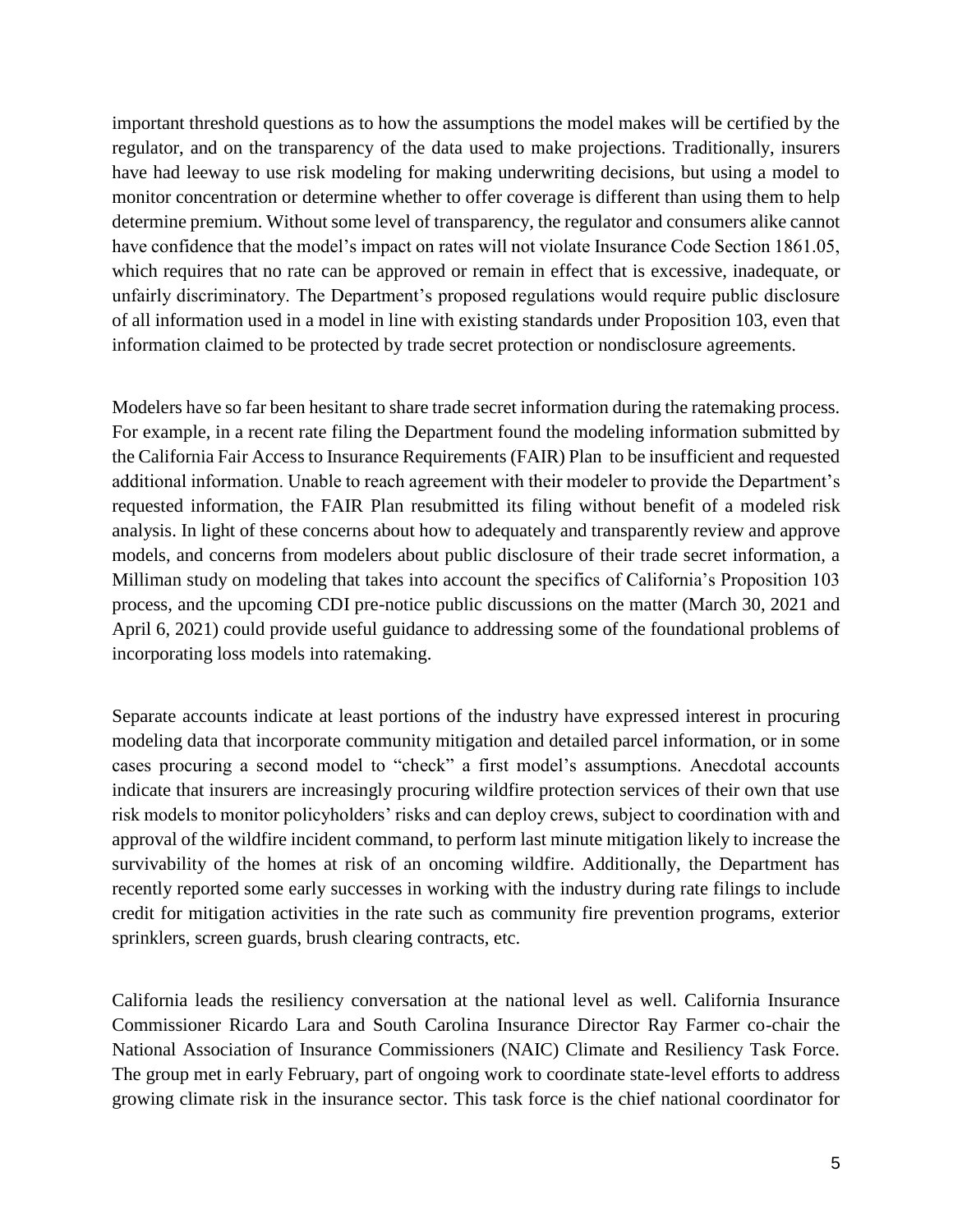important threshold questions as to how the assumptions the model makes will be certified by the regulator, and on the transparency of the data used to make projections. Traditionally, insurers have had leeway to use risk modeling for making underwriting decisions, but using a model to monitor concentration or determine whether to offer coverage is different than using them to help determine premium. Without some level of transparency, the regulator and consumers alike cannot have confidence that the model's impact on rates will not violate Insurance Code Section 1861.05, which requires that no rate can be approved or remain in effect that is excessive, inadequate, or unfairly discriminatory. The Department's proposed regulations would require public disclosure of all information used in a model in line with existing standards under Proposition 103, even that information claimed to be protected by trade secret protection or nondisclosure agreements.

Modelers have so far been hesitant to share trade secret information during the ratemaking process. For example, in a recent rate filing the Department found the modeling information submitted by the California Fair Access to Insurance Requirements (FAIR) Plan to be insufficient and requested additional information. Unable to reach agreement with their modeler to provide the Department's requested information, the FAIR Plan resubmitted its filing without benefit of a modeled risk analysis. In light of these concerns about how to adequately and transparently review and approve models, and concerns from modelers about public disclosure of their trade secret information, a Milliman study on modeling that takes into account the specifics of California's Proposition 103 process, and the upcoming CDI pre-notice public discussions on the matter (March 30, 2021 and April 6, 2021) could provide useful guidance to addressing some of the foundational problems of incorporating loss models into ratemaking.

Separate accounts indicate at least portions of the industry have expressed interest in procuring modeling data that incorporate community mitigation and detailed parcel information, or in some cases procuring a second model to "check" a first model's assumptions. Anecdotal accounts indicate that insurers are increasingly procuring wildfire protection services of their own that use risk models to monitor policyholders' risks and can deploy crews, subject to coordination with and approval of the wildfire incident command, to perform last minute mitigation likely to increase the survivability of the homes at risk of an oncoming wildfire. Additionally, the Department has recently reported some early successes in working with the industry during rate filings to include credit for mitigation activities in the rate such as community fire prevention programs, exterior sprinklers, screen guards, brush clearing contracts, etc.

California leads the resiliency conversation at the national level as well. California Insurance Commissioner Ricardo Lara and South Carolina Insurance Director Ray Farmer co-chair the National Association of Insurance Commissioners (NAIC) Climate and Resiliency Task Force. The group met in early February, part of ongoing work to coordinate state-level efforts to address growing climate risk in the insurance sector. This task force is the chief national coordinator for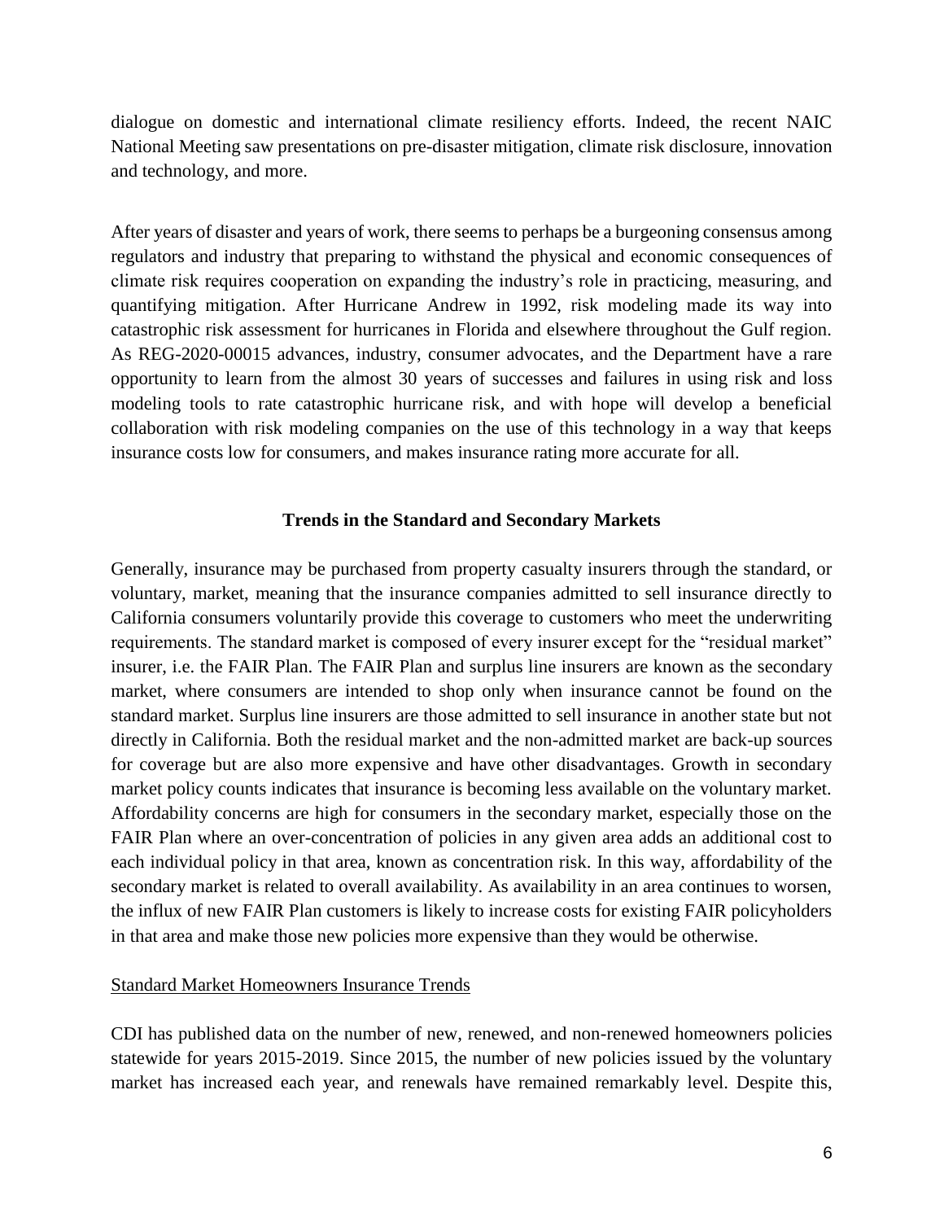dialogue on domestic and international climate resiliency efforts. Indeed, the recent NAIC National Meeting saw presentations on pre-disaster mitigation, climate risk disclosure, innovation and technology, and more.

After years of disaster and years of work, there seems to perhaps be a burgeoning consensus among regulators and industry that preparing to withstand the physical and economic consequences of climate risk requires cooperation on expanding the industry's role in practicing, measuring, and quantifying mitigation. After Hurricane Andrew in 1992, risk modeling made its way into catastrophic risk assessment for hurricanes in Florida and elsewhere throughout the Gulf region. As REG-2020-00015 advances, industry, consumer advocates, and the Department have a rare opportunity to learn from the almost 30 years of successes and failures in using risk and loss modeling tools to rate catastrophic hurricane risk, and with hope will develop a beneficial collaboration with risk modeling companies on the use of this technology in a way that keeps insurance costs low for consumers, and makes insurance rating more accurate for all.

## Trends in the Standard and Secondary Markets

Generally, insurance may be purchased from property casualty insurers through the standard, or voluntary, market, meaning that the insurance companies admitted to sell insurance directly to California consumers voluntarily provide this coverage to customers who meet the underwriting requirements. The standard market is composed of every insurer except for the "residual market" insurer, i.e. the FAIR Plan. The FAIR Plan and surplus line insurers are known as the secondary market, where consumers are intended to shop only when insurance cannot be found on the standard market. Surplus line insurers are those admitted to sell insurance in another state but not directly in California. Both the residual market and the non-admitted market are back-up sources for coverage but are also more expensive and have other disadvantages. Growth in secondary market policy counts indicates that insurance is becoming less available on the voluntary market. Affordability concerns are high for consumers in the secondary market, especially those on the FAIR Plan where an over-concentration of policies in any given area adds an additional cost to each individual policy in that area, known as concentration risk. In this way, affordability of the secondary market is related to overall availability. As availability in an area continues to worsen, the influx of new FAIR Plan customers is likely to increase costs for existing FAIR policyholders in that area and make those new policies more expensive than they would be otherwise.

### Standard Market Homeowners Insurance Trends

CDI has published data on the number of new, renewed, and non-renewed homeowners policies statewide for years 2015-2019. Since 2015, the number of new policies issued by the voluntary market has increased each year, and renewals have remained remarkably level. Despite this,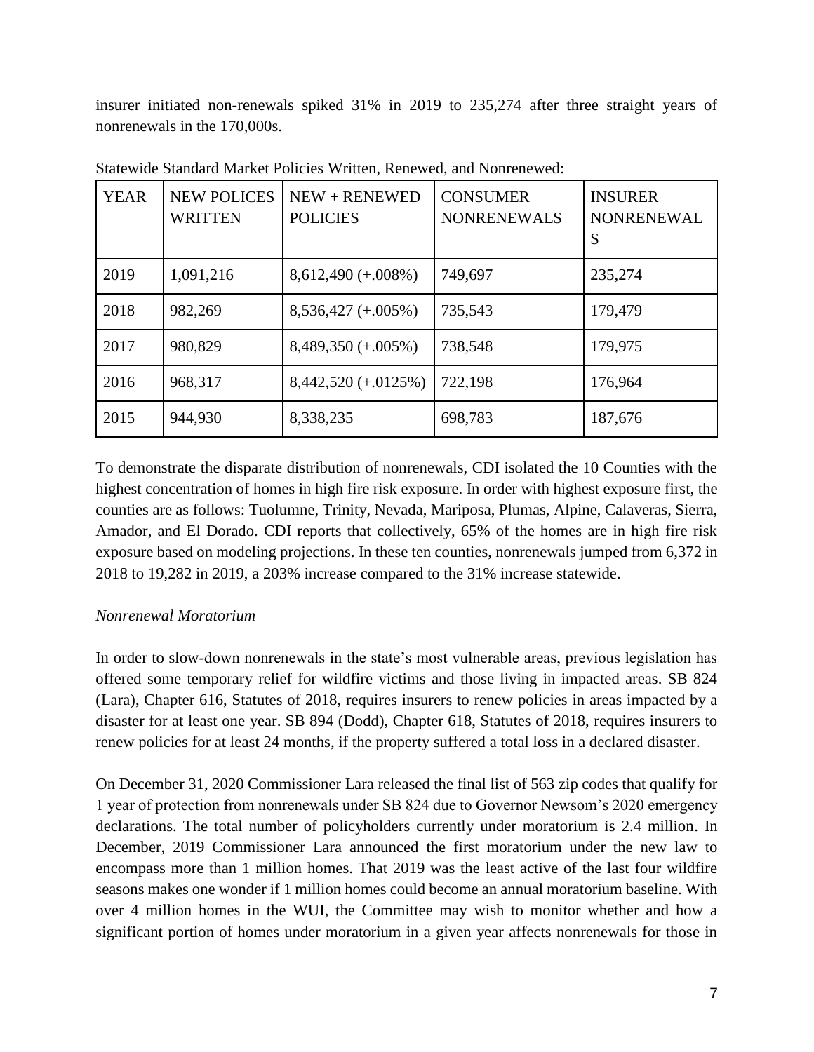insurer initiated non-renewals spiked 31% in 2019 to 235,274 after three straight years of nonrenewals in the 170,000s.

Statewide Standard Market Policies Written, Renewed, and Nonrenewed:

| YEAR | NEW POLICES WRITTEN | NEW + RENEWED POLICIES | CONSUMER NONRENEWALS | INSURER NONRENEWALS |
|---|---|---|---|---|
| 2019 | 1,091,216 | 8,612,490 (+.008%) | 749,697 | 235,274 |
| 2018 | 982,269 | 8,536,427 (+.005%) | 735,543 | 179,479 |
| 2017 | 980,829 | 8,489,350 (+.005%) | 738,548 | 179,975 |
| 2016 | 968,317 | 8,442,520 (+.0125%) | 722,198 | 176,964 |
| 2015 | 944,930 | 8,338,235 | 698,783 | 187,676 |

To demonstrate the disparate distribution of nonrenewals, CDI isolated the 10 Counties with the highest concentration of homes in high fire risk exposure. In order with highest exposure first, the counties are as follows: Tuolumne, Trinity, Nevada, Mariposa, Plumas, Alpine, Calaveras, Sierra, Amador, and El Dorado. CDI reports that collectively, 65% of the homes are in high fire risk exposure based on modeling projections. In these ten counties, nonrenewals jumped from 6,372 in 2018 to 19,282 in 2019, a 203% increase compared to the 31% increase statewide.

*Nonrenewal Moratorium*

In order to slow-down nonrenewals in the state's most vulnerable areas, previous legislation has offered some temporary relief for wildfire victims and those living in impacted areas. SB 824 (Lara), Chapter 616, Statutes of 2018, requires insurers to renew policies in areas impacted by a disaster for at least one year. SB 894 (Dodd), Chapter 618, Statutes of 2018, requires insurers to renew policies for at least 24 months, if the property suffered a total loss in a declared disaster.

On December 31, 2020 Commissioner Lara released the final list of 563 zip codes that qualify for 1 year of protection from nonrenewals under SB 824 due to Governor Newsom's 2020 emergency declarations. The total number of policyholders currently under moratorium is 2.4 million. In December, 2019 Commissioner Lara announced the first moratorium under the new law to encompass more than 1 million homes. That 2019 was the least active of the last four wildfire seasons makes one wonder if 1 million homes could become an annual moratorium baseline. With over 4 million homes in the WUI, the Committee may wish to monitor whether and how a significant portion of homes under moratorium in a given year affects nonrenewals for those in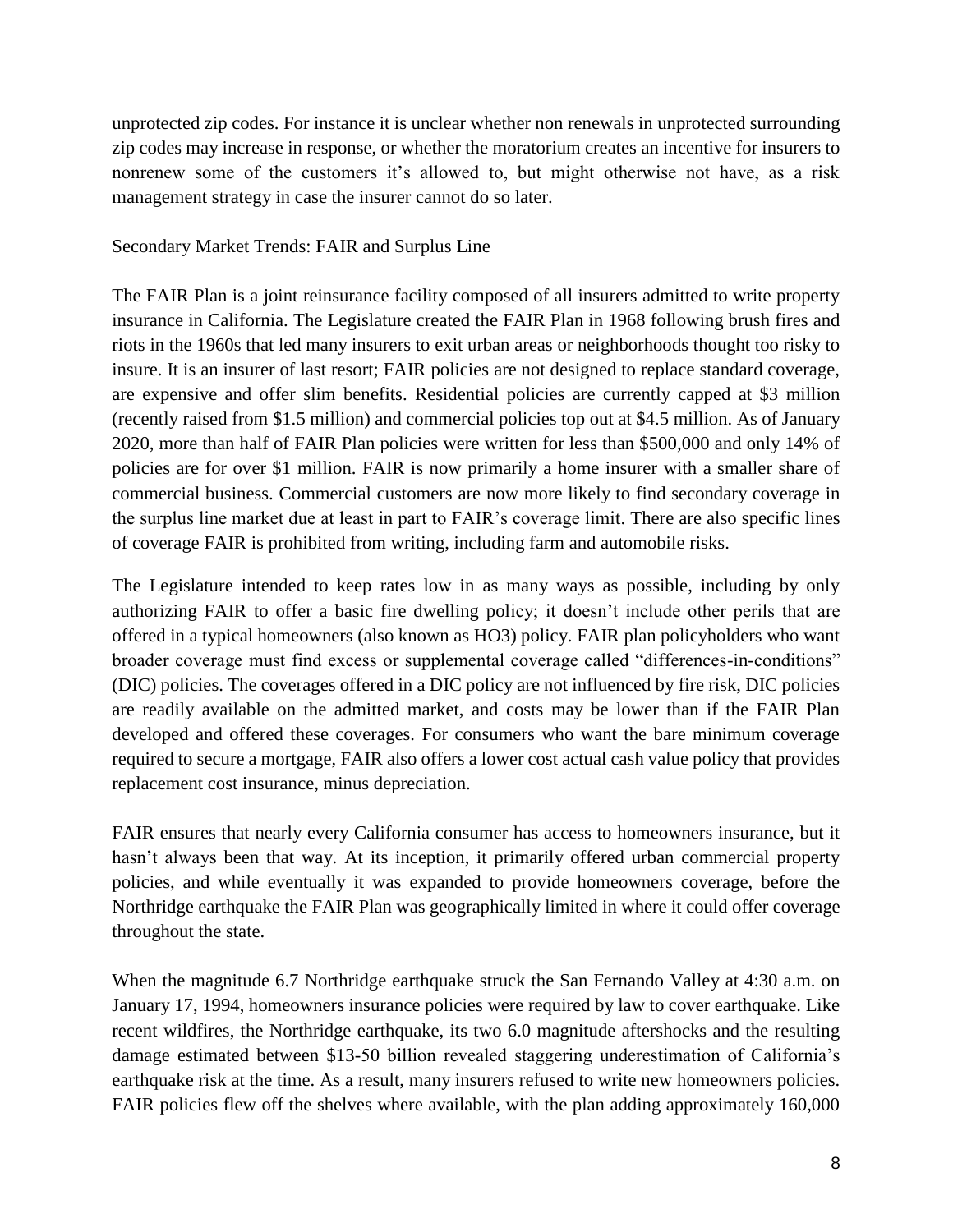unprotected zip codes. For instance it is unclear whether non renewals in unprotected surrounding zip codes may increase in response, or whether the moratorium creates an incentive for insurers to nonrenew some of the customers it's allowed to, but might otherwise not have, as a risk management strategy in case the insurer cannot do so later.

## Secondary Market Trends: FAIR and Surplus Line

The FAIR Plan is a joint reinsurance facility composed of all insurers admitted to write property insurance in California. The Legislature created the FAIR Plan in 1968 following brush fires and riots in the 1960s that led many insurers to exit urban areas or neighborhoods thought too risky to insure. It is an insurer of last resort; FAIR policies are not designed to replace standard coverage, are expensive and offer slim benefits. Residential policies are currently capped at $3 million (recently raised from $1.5 million) and commercial policies top out at $4.5 million. As of January 2020, more than half of FAIR Plan policies were written for less than $500,000 and only 14% of policies are for over $1 million. FAIR is now primarily a home insurer with a smaller share of commercial business. Commercial customers are now more likely to find secondary coverage in the surplus line market due at least in part to FAIR's coverage limit. There are also specific lines of coverage FAIR is prohibited from writing, including farm and automobile risks.

The Legislature intended to keep rates low in as many ways as possible, including by only authorizing FAIR to offer a basic fire dwelling policy; it doesn't include other perils that are offered in a typical homeowners (also known as HO3) policy. FAIR plan policyholders who want broader coverage must find excess or supplemental coverage called "differences-in-conditions" (DIC) policies. The coverages offered in a DIC policy are not influenced by fire risk, DIC policies are readily available on the admitted market, and costs may be lower than if the FAIR Plan developed and offered these coverages. For consumers who want the bare minimum coverage required to secure a mortgage, FAIR also offers a lower cost actual cash value policy that provides replacement cost insurance, minus depreciation.

FAIR ensures that nearly every California consumer has access to homeowners insurance, but it hasn't always been that way. At its inception, it primarily offered urban commercial property policies, and while eventually it was expanded to provide homeowners coverage, before the Northridge earthquake the FAIR Plan was geographically limited in where it could offer coverage throughout the state.

When the magnitude 6.7 Northridge earthquake struck the San Fernando Valley at 4:30 a.m. on January 17, 1994, homeowners insurance policies were required by law to cover earthquake. Like recent wildfires, the Northridge earthquake, its two 6.0 magnitude aftershocks and the resulting damage estimated between $13-50 billion revealed staggering underestimation of California's earthquake risk at the time. As a result, many insurers refused to write new homeowners policies. FAIR policies flew off the shelves where available, with the plan adding approximately 160,000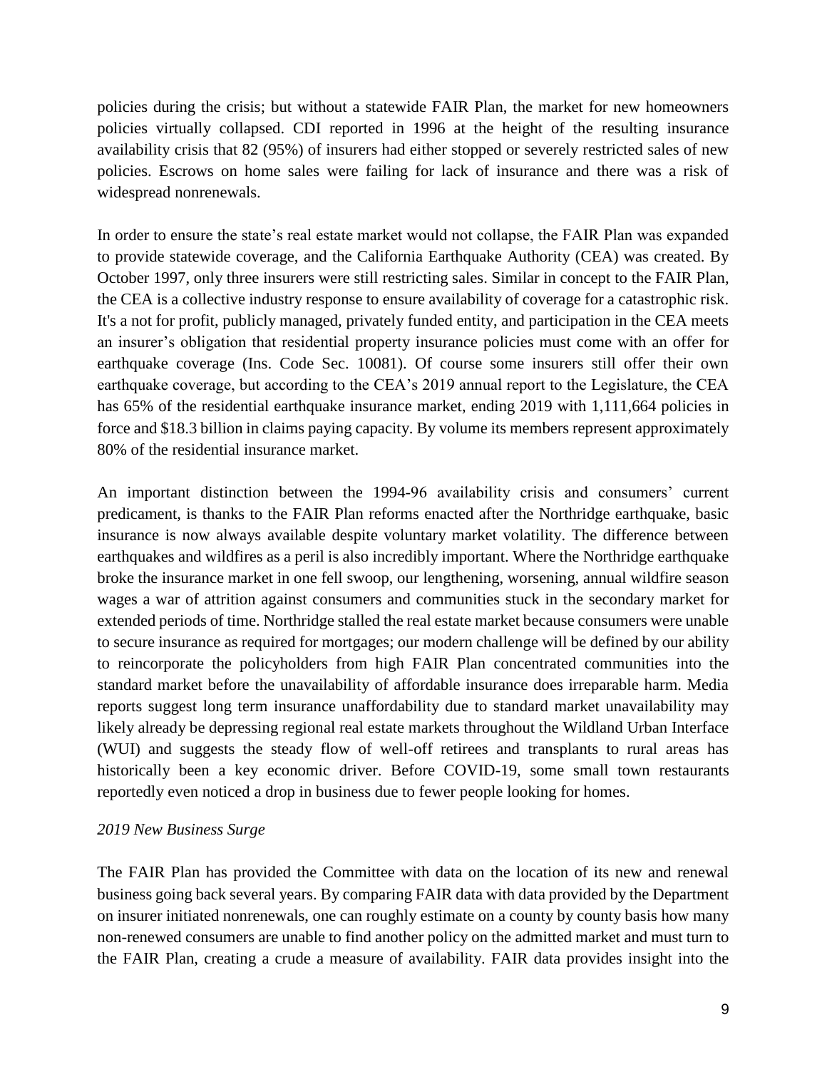policies during the crisis; but without a statewide FAIR Plan, the market for new homeowners policies virtually collapsed. CDI reported in 1996 at the height of the resulting insurance availability crisis that 82 (95%) of insurers had either stopped or severely restricted sales of new policies. Escrows on home sales were failing for lack of insurance and there was a risk of widespread nonrenewals.

In order to ensure the state's real estate market would not collapse, the FAIR Plan was expanded to provide statewide coverage, and the California Earthquake Authority (CEA) was created. By October 1997, only three insurers were still restricting sales. Similar in concept to the FAIR Plan, the CEA is a collective industry response to ensure availability of coverage for a catastrophic risk. It's a not for profit, publicly managed, privately funded entity, and participation in the CEA meets an insurer's obligation that residential property insurance policies must come with an offer for earthquake coverage (Ins. Code Sec. 10081). Of course some insurers still offer their own earthquake coverage, but according to the CEA's 2019 annual report to the Legislature, the CEA has 65% of the residential earthquake insurance market, ending 2019 with 1,111,664 policies in force and $18.3 billion in claims paying capacity. By volume its members represent approximately 80% of the residential insurance market.

An important distinction between the 1994-96 availability crisis and consumers' current predicament, is thanks to the FAIR Plan reforms enacted after the Northridge earthquake, basic insurance is now always available despite voluntary market volatility. The difference between earthquakes and wildfires as a peril is also incredibly important. Where the Northridge earthquake broke the insurance market in one fell swoop, our lengthening, worsening, annual wildfire season wages a war of attrition against consumers and communities stuck in the secondary market for extended periods of time. Northridge stalled the real estate market because consumers were unable to secure insurance as required for mortgages; our modern challenge will be defined by our ability to reincorporate the policyholders from high FAIR Plan concentrated communities into the standard market before the unavailability of affordable insurance does irreparable harm. Media reports suggest long term insurance unaffordability due to standard market unavailability may likely already be depressing regional real estate markets throughout the Wildland Urban Interface (WUI) and suggests the steady flow of well-off retirees and transplants to rural areas has historically been a key economic driver. Before COVID-19, some small town restaurants reportedly even noticed a drop in business due to fewer people looking for homes.

*2019 New Business Surge*

The FAIR Plan has provided the Committee with data on the location of its new and renewal business going back several years. By comparing FAIR data with data provided by the Department on insurer initiated nonrenewals, one can roughly estimate on a county by county basis how many non-renewed consumers are unable to find another policy on the admitted market and must turn to the FAIR Plan, creating a crude a measure of availability. FAIR data provides insight into the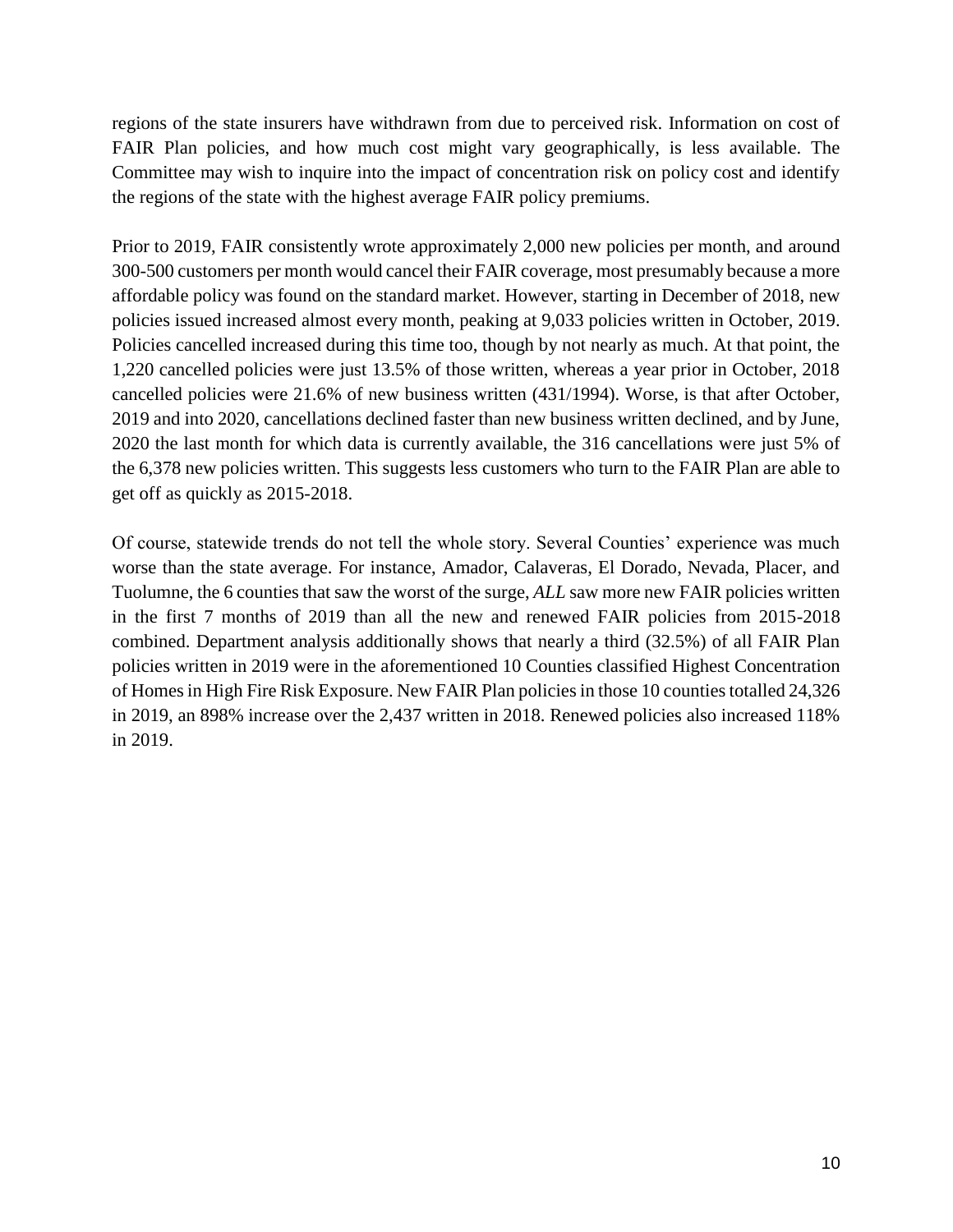regions of the state insurers have withdrawn from due to perceived risk. Information on cost of FAIR Plan policies, and how much cost might vary geographically, is less available. The Committee may wish to inquire into the impact of concentration risk on policy cost and identify the regions of the state with the highest average FAIR policy premiums.

Prior to 2019, FAIR consistently wrote approximately 2,000 new policies per month, and around 300-500 customers per month would cancel their FAIR coverage, most presumably because a more affordable policy was found on the standard market. However, starting in December of 2018, new policies issued increased almost every month, peaking at 9,033 policies written in October, 2019. Policies cancelled increased during this time too, though by not nearly as much. At that point, the 1,220 cancelled policies were just 13.5% of those written, whereas a year prior in October, 2018 cancelled policies were 21.6% of new business written (431/1994). Worse, is that after October, 2019 and into 2020, cancellations declined faster than new business written declined, and by June, 2020 the last month for which data is currently available, the 316 cancellations were just 5% of the 6,378 new policies written. This suggests less customers who turn to the FAIR Plan are able to get off as quickly as 2015-2018.

Of course, statewide trends do not tell the whole story. Several Counties' experience was much worse than the state average. For instance, Amador, Calaveras, El Dorado, Nevada, Placer, and Tuolumne, the 6 counties that saw the worst of the surge, *ALL* saw more new FAIR policies written in the first 7 months of 2019 than all the new and renewed FAIR policies from 2015-2018 combined. Department analysis additionally shows that nearly a third (32.5%) of all FAIR Plan policies written in 2019 were in the aforementioned 10 Counties classified Highest Concentration of Homes in High Fire Risk Exposure. New FAIR Plan policies in those 10 counties totalled 24,326 in 2019, an 898% increase over the 2,437 written in 2018. Renewed policies also increased 118% in 2019.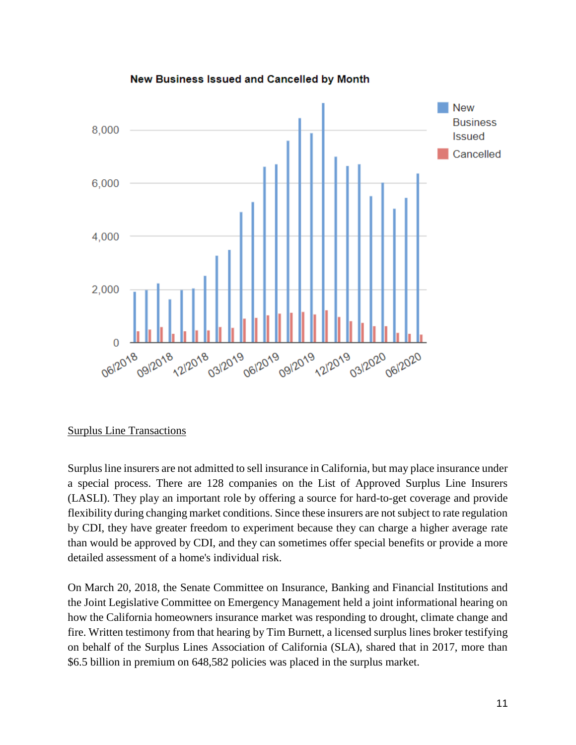**New Business Issued and Cancelled by Month**

Surplus Line Transactions

Surplus line insurers are not admitted to sell insurance in California, but may place insurance under a special process. There are 128 companies on the List of Approved Surplus Line Insurers (LASLI). They play an important role by offering a source for hard-to-get coverage and provide flexibility during changing market conditions. Since these insurers are not subject to rate regulation by CDI, they have greater freedom to experiment because they can charge a higher average rate than would be approved by CDI, and they can sometimes offer special benefits or provide a more detailed assessment of a home's individual risk.

On March 20, 2018, the Senate Committee on Insurance, Banking and Financial Institutions and the Joint Legislative Committee on Emergency Management held a joint informational hearing on how the California homeowners insurance market was responding to drought, climate change and fire. Written testimony from that hearing by Tim Burnett, a licensed surplus lines broker testifying on behalf of the Surplus Lines Association of California (SLA), shared that in 2017, more than $6.5 billion in premium on 648,582 policies was placed in the surplus market.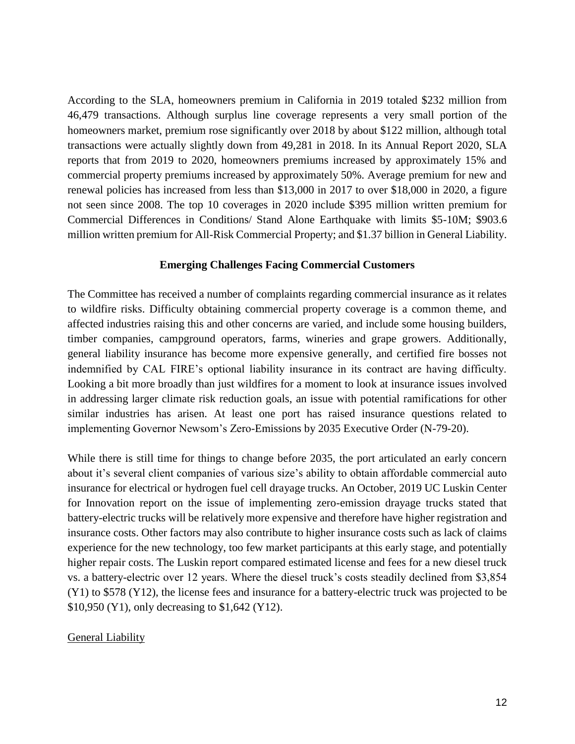According to the SLA, homeowners premium in California in 2019 totaled $232 million from 46,479 transactions. Although surplus line coverage represents a very small portion of the homeowners market, premium rose significantly over 2018 by about $122 million, although total transactions were actually slightly down from 49,281 in 2018. In its Annual Report 2020, SLA reports that from 2019 to 2020, homeowners premiums increased by approximately 15% and commercial property premiums increased by approximately 50%. Average premium for new and renewal policies has increased from less than $13,000 in 2017 to over $18,000 in 2020, a figure not seen since 2008. The top 10 coverages in 2020 include $395 million written premium for Commercial Differences in Conditions/ Stand Alone Earthquake with limits $5-10M; $903.6 million written premium for All-Risk Commercial Property; and $1.37 billion in General Liability.

## Emerging Challenges Facing Commercial Customers

The Committee has received a number of complaints regarding commercial insurance as it relates to wildfire risks. Difficulty obtaining commercial property coverage is a common theme, and affected industries raising this and other concerns are varied, and include some housing builders, timber companies, campground operators, farms, wineries and grape growers. Additionally, general liability insurance has become more expensive generally, and certified fire bosses not indemnified by CAL FIRE's optional liability insurance in its contract are having difficulty. Looking a bit more broadly than just wildfires for a moment to look at insurance issues involved in addressing larger climate risk reduction goals, an issue with potential ramifications for other similar industries has arisen. At least one port has raised insurance questions related to implementing Governor Newsom's Zero-Emissions by 2035 Executive Order (N-79-20).

While there is still time for things to change before 2035, the port articulated an early concern about it's several client companies of various size's ability to obtain affordable commercial auto insurance for electrical or hydrogen fuel cell drayage trucks. An October, 2019 UC Luskin Center for Innovation report on the issue of implementing zero-emission drayage trucks stated that battery-electric trucks will be relatively more expensive and therefore have higher registration and insurance costs. Other factors may also contribute to higher insurance costs such as lack of claims experience for the new technology, too few market participants at this early stage, and potentially higher repair costs. The Luskin report compared estimated license and fees for a new diesel truck vs. a battery-electric over 12 years. Where the diesel truck's costs steadily declined from $3,854 (Y1) to $578 (Y12), the license fees and insurance for a battery-electric truck was projected to be $10,950 (Y1), only decreasing to $1,642 (Y12).

### General Liability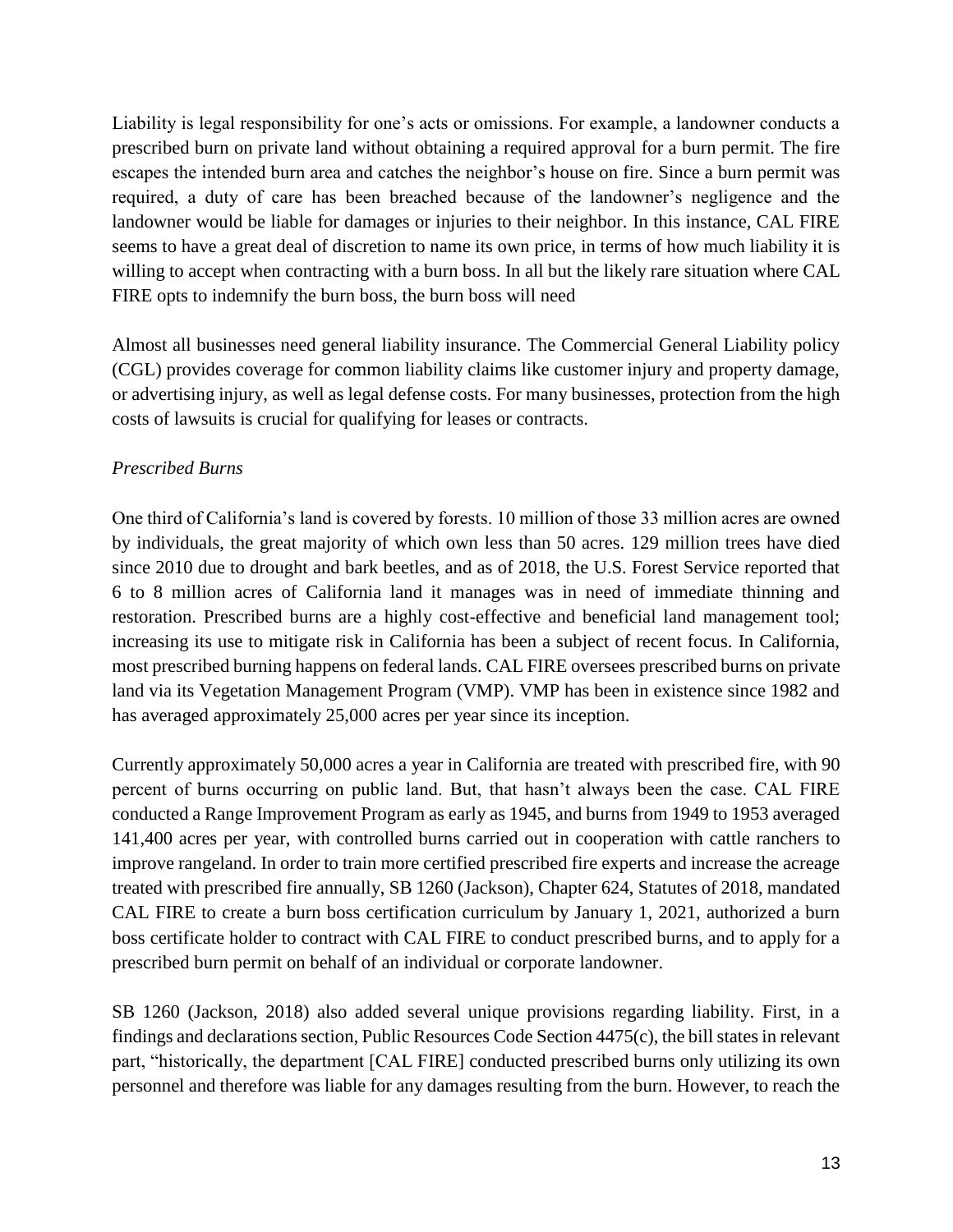Liability is legal responsibility for one's acts or omissions. For example, a landowner conducts a prescribed burn on private land without obtaining a required approval for a burn permit. The fire escapes the intended burn area and catches the neighbor's house on fire. Since a burn permit was required, a duty of care has been breached because of the landowner's negligence and the landowner would be liable for damages or injuries to their neighbor. In this instance, CAL FIRE seems to have a great deal of discretion to name its own price, in terms of how much liability it is willing to accept when contracting with a burn boss. In all but the likely rare situation where CAL FIRE opts to indemnify the burn boss, the burn boss will need

Almost all businesses need general liability insurance. The Commercial General Liability policy (CGL) provides coverage for common liability claims like customer injury and property damage, or advertising injury, as well as legal defense costs. For many businesses, protection from the high costs of lawsuits is crucial for qualifying for leases or contracts.

*Prescribed Burns*

One third of California's land is covered by forests. 10 million of those 33 million acres are owned by individuals, the great majority of which own less than 50 acres. 129 million trees have died since 2010 due to drought and bark beetles, and as of 2018, the U.S. Forest Service reported that 6 to 8 million acres of California land it manages was in need of immediate thinning and restoration. Prescribed burns are a highly cost-effective and beneficial land management tool; increasing its use to mitigate risk in California has been a subject of recent focus. In California, most prescribed burning happens on federal lands. CAL FIRE oversees prescribed burns on private land via its Vegetation Management Program (VMP). VMP has been in existence since 1982 and has averaged approximately 25,000 acres per year since its inception.

Currently approximately 50,000 acres a year in California are treated with prescribed fire, with 90 percent of burns occurring on public land. But, that hasn't always been the case. CAL FIRE conducted a Range Improvement Program as early as 1945, and burns from 1949 to 1953 averaged 141,400 acres per year, with controlled burns carried out in cooperation with cattle ranchers to improve rangeland. In order to train more certified prescribed fire experts and increase the acreage treated with prescribed fire annually, SB 1260 (Jackson), Chapter 624, Statutes of 2018, mandated CAL FIRE to create a burn boss certification curriculum by January 1, 2021, authorized a burn boss certificate holder to contract with CAL FIRE to conduct prescribed burns, and to apply for a prescribed burn permit on behalf of an individual or corporate landowner.

SB 1260 (Jackson, 2018) also added several unique provisions regarding liability. First, in a findings and declarations section, Public Resources Code Section 4475(c), the bill states in relevant part, "historically, the department [CAL FIRE] conducted prescribed burns only utilizing its own personnel and therefore was liable for any damages resulting from the burn. However, to reach the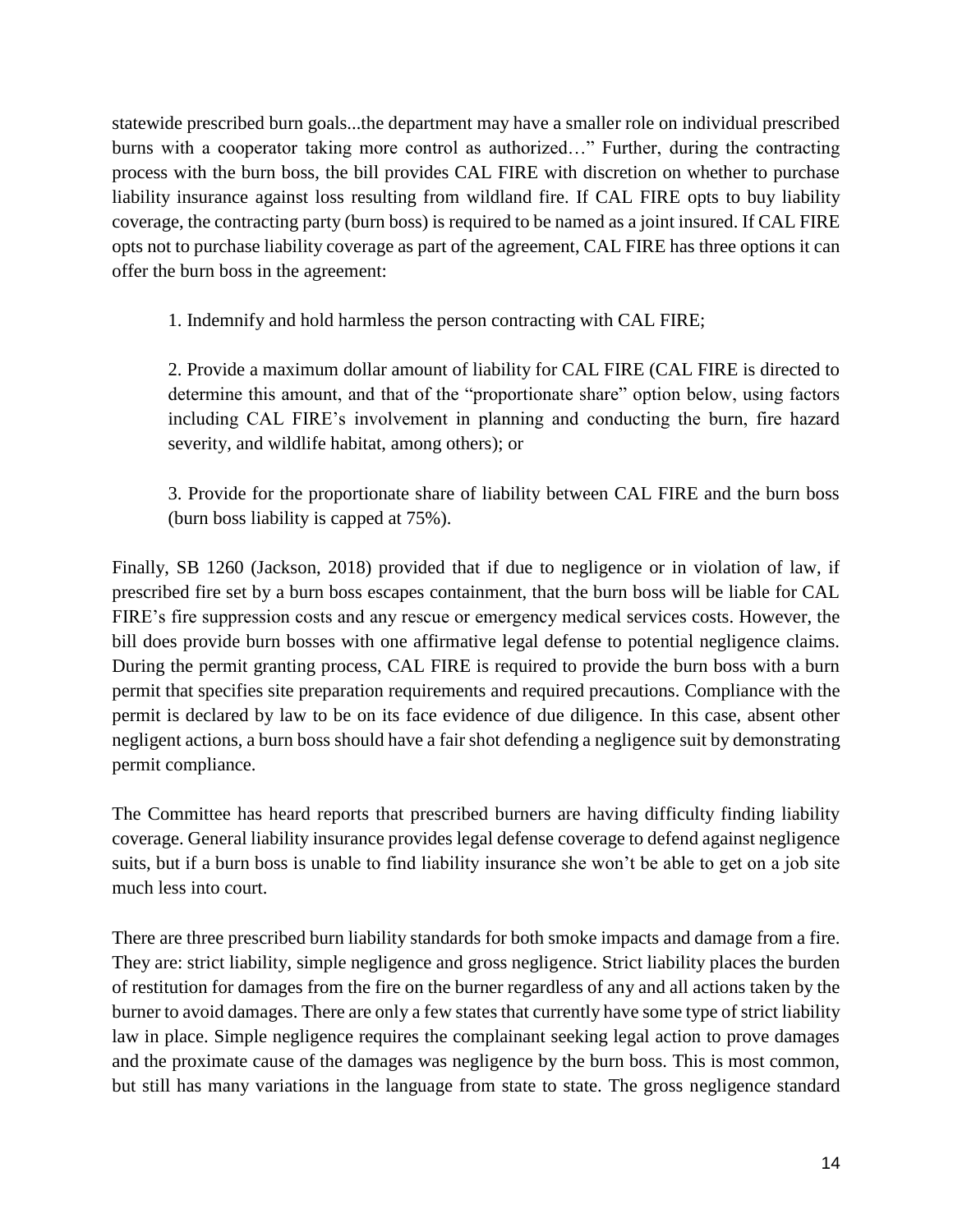statewide prescribed burn goals...the department may have a smaller role on individual prescribed burns with a cooperator taking more control as authorized…" Further, during the contracting process with the burn boss, the bill provides CAL FIRE with discretion on whether to purchase liability insurance against loss resulting from wildland fire. If CAL FIRE opts to buy liability coverage, the contracting party (burn boss) is required to be named as a joint insured. If CAL FIRE opts not to purchase liability coverage as part of the agreement, CAL FIRE has three options it can offer the burn boss in the agreement:

1. Indemnify and hold harmless the person contracting with CAL FIRE;

2. Provide a maximum dollar amount of liability for CAL FIRE (CAL FIRE is directed to determine this amount, and that of the "proportionate share" option below, using factors including CAL FIRE's involvement in planning and conducting the burn, fire hazard severity, and wildlife habitat, among others); or

3. Provide for the proportionate share of liability between CAL FIRE and the burn boss (burn boss liability is capped at 75%).

Finally, SB 1260 (Jackson, 2018) provided that if due to negligence or in violation of law, if prescribed fire set by a burn boss escapes containment, that the burn boss will be liable for CAL FIRE's fire suppression costs and any rescue or emergency medical services costs. However, the bill does provide burn bosses with one affirmative legal defense to potential negligence claims. During the permit granting process, CAL FIRE is required to provide the burn boss with a burn permit that specifies site preparation requirements and required precautions. Compliance with the permit is declared by law to be on its face evidence of due diligence. In this case, absent other negligent actions, a burn boss should have a fair shot defending a negligence suit by demonstrating permit compliance.

The Committee has heard reports that prescribed burners are having difficulty finding liability coverage. General liability insurance provides legal defense coverage to defend against negligence suits, but if a burn boss is unable to find liability insurance she won't be able to get on a job site much less into court.

There are three prescribed burn liability standards for both smoke impacts and damage from a fire. They are: strict liability, simple negligence and gross negligence. Strict liability places the burden of restitution for damages from the fire on the burner regardless of any and all actions taken by the burner to avoid damages. There are only a few states that currently have some type of strict liability law in place. Simple negligence requires the complainant seeking legal action to prove damages and the proximate cause of the damages was negligence by the burn boss. This is most common, but still has many variations in the language from state to state. The gross negligence standard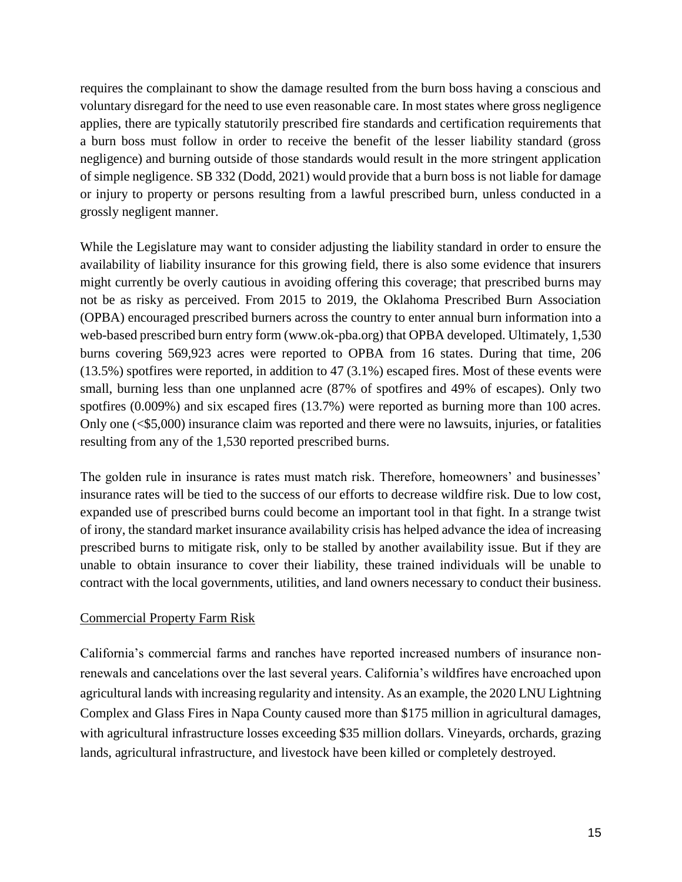requires the complainant to show the damage resulted from the burn boss having a conscious and voluntary disregard for the need to use even reasonable care. In most states where gross negligence applies, there are typically statutorily prescribed fire standards and certification requirements that a burn boss must follow in order to receive the benefit of the lesser liability standard (gross negligence) and burning outside of those standards would result in the more stringent application of simple negligence. SB 332 (Dodd, 2021) would provide that a burn boss is not liable for damage or injury to property or persons resulting from a lawful prescribed burn, unless conducted in a grossly negligent manner.

While the Legislature may want to consider adjusting the liability standard in order to ensure the availability of liability insurance for this growing field, there is also some evidence that insurers might currently be overly cautious in avoiding offering this coverage; that prescribed burns may not be as risky as perceived. From 2015 to 2019, the Oklahoma Prescribed Burn Association (OPBA) encouraged prescribed burners across the country to enter annual burn information into a web-based prescribed burn entry form (www.ok-pba.org) that OPBA developed. Ultimately, 1,530 burns covering 569,923 acres were reported to OPBA from 16 states. During that time, 206 (13.5%) spotfires were reported, in addition to 47 (3.1%) escaped fires. Most of these events were small, burning less than one unplanned acre (87% of spotfires and 49% of escapes). Only two spotfires (0.009%) and six escaped fires (13.7%) were reported as burning more than 100 acres. Only one (<$5,000) insurance claim was reported and there were no lawsuits, injuries, or fatalities resulting from any of the 1,530 reported prescribed burns.

The golden rule in insurance is rates must match risk. Therefore, homeowners' and businesses' insurance rates will be tied to the success of our efforts to decrease wildfire risk. Due to low cost, expanded use of prescribed burns could become an important tool in that fight. In a strange twist of irony, the standard market insurance availability crisis has helped advance the idea of increasing prescribed burns to mitigate risk, only to be stalled by another availability issue. But if they are unable to obtain insurance to cover their liability, these trained individuals will be unable to contract with the local governments, utilities, and land owners necessary to conduct their business.

## Commercial Property Farm Risk

California's commercial farms and ranches have reported increased numbers of insurance non-renewals and cancelations over the last several years. California's wildfires have encroached upon agricultural lands with increasing regularity and intensity. As an example, the 2020 LNU Lightning Complex and Glass Fires in Napa County caused more than $175 million in agricultural damages, with agricultural infrastructure losses exceeding $35 million dollars. Vineyards, orchards, grazing lands, agricultural infrastructure, and livestock have been killed or completely destroyed.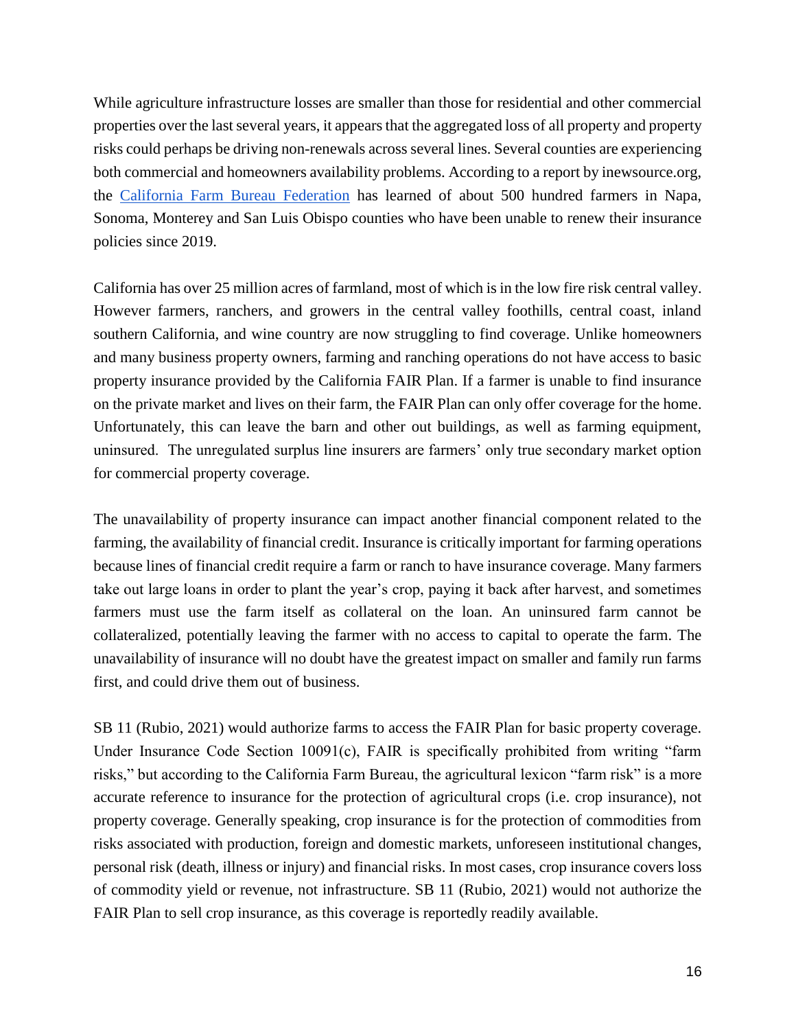While agriculture infrastructure losses are smaller than those for residential and other commercial properties over the last several years, it appears that the aggregated loss of all property and property risks could perhaps be driving non-renewals across several lines. Several counties are experiencing both commercial and homeowners availability problems. According to a report by inewsource.org, the California Farm Bureau Federation has learned of about 500 hundred farmers in Napa, Sonoma, Monterey and San Luis Obispo counties who have been unable to renew their insurance policies since 2019.

California has over 25 million acres of farmland, most of which is in the low fire risk central valley. However farmers, ranchers, and growers in the central valley foothills, central coast, inland southern California, and wine country are now struggling to find coverage. Unlike homeowners and many business property owners, farming and ranching operations do not have access to basic property insurance provided by the California FAIR Plan. If a farmer is unable to find insurance on the private market and lives on their farm, the FAIR Plan can only offer coverage for the home. Unfortunately, this can leave the barn and other out buildings, as well as farming equipment, uninsured. The unregulated surplus line insurers are farmers' only true secondary market option for commercial property coverage.

The unavailability of property insurance can impact another financial component related to the farming, the availability of financial credit. Insurance is critically important for farming operations because lines of financial credit require a farm or ranch to have insurance coverage. Many farmers take out large loans in order to plant the year's crop, paying it back after harvest, and sometimes farmers must use the farm itself as collateral on the loan. An uninsured farm cannot be collateralized, potentially leaving the farmer with no access to capital to operate the farm. The unavailability of insurance will no doubt have the greatest impact on smaller and family run farms first, and could drive them out of business.

SB 11 (Rubio, 2021) would authorize farms to access the FAIR Plan for basic property coverage. Under Insurance Code Section 10091(c), FAIR is specifically prohibited from writing "farm risks," but according to the California Farm Bureau, the agricultural lexicon "farm risk" is a more accurate reference to insurance for the protection of agricultural crops (i.e. crop insurance), not property coverage. Generally speaking, crop insurance is for the protection of commodities from risks associated with production, foreign and domestic markets, unforeseen institutional changes, personal risk (death, illness or injury) and financial risks. In most cases, crop insurance covers loss of commodity yield or revenue, not infrastructure. SB 11 (Rubio, 2021) would not authorize the FAIR Plan to sell crop insurance, as this coverage is reportedly readily available.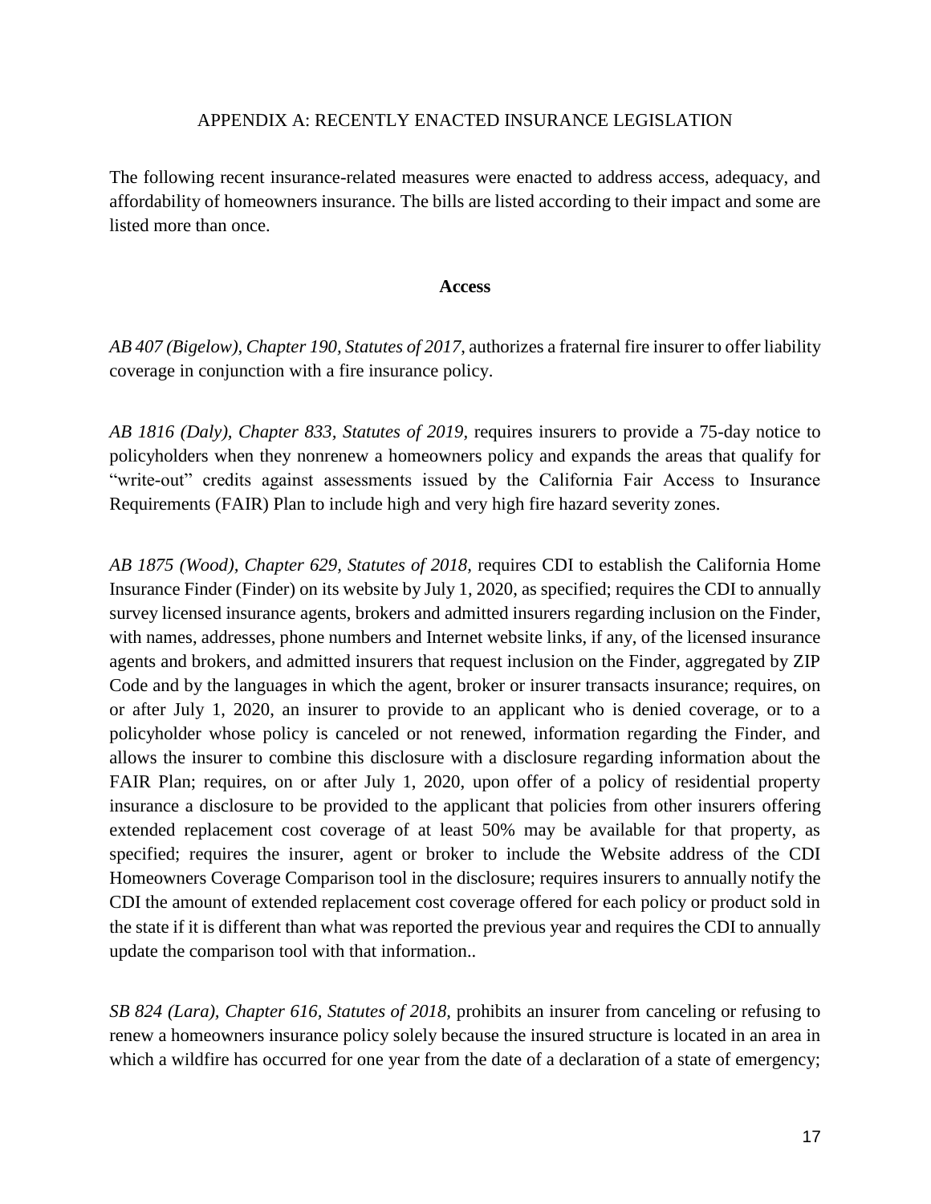## APPENDIX A: RECENTLY ENACTED INSURANCE LEGISLATION

The following recent insurance-related measures were enacted to address access, adequacy, and affordability of homeowners insurance. The bills are listed according to their impact and some are listed more than once.

### Access

*AB 407 (Bigelow), Chapter 190, Statutes of 2017*, authorizes a fraternal fire insurer to offer liability coverage in conjunction with a fire insurance policy.

*AB 1816 (Daly), Chapter 833, Statutes of 2019,* requires insurers to provide a 75-day notice to policyholders when they nonrenew a homeowners policy and expands the areas that qualify for "write-out" credits against assessments issued by the California Fair Access to Insurance Requirements (FAIR) Plan to include high and very high fire hazard severity zones.

*AB 1875 (Wood), Chapter 629, Statutes of 2018,* requires CDI to establish the California Home Insurance Finder (Finder) on its website by July 1, 2020, as specified; requires the CDI to annually survey licensed insurance agents, brokers and admitted insurers regarding inclusion on the Finder, with names, addresses, phone numbers and Internet website links, if any, of the licensed insurance agents and brokers, and admitted insurers that request inclusion on the Finder, aggregated by ZIP Code and by the languages in which the agent, broker or insurer transacts insurance; requires, on or after July 1, 2020, an insurer to provide to an applicant who is denied coverage, or to a policyholder whose policy is canceled or not renewed, information regarding the Finder, and allows the insurer to combine this disclosure with a disclosure regarding information about the FAIR Plan; requires, on or after July 1, 2020, upon offer of a policy of residential property insurance a disclosure to be provided to the applicant that policies from other insurers offering extended replacement cost coverage of at least 50% may be available for that property, as specified; requires the insurer, agent or broker to include the Website address of the CDI Homeowners Coverage Comparison tool in the disclosure; requires insurers to annually notify the CDI the amount of extended replacement cost coverage offered for each policy or product sold in the state if it is different than what was reported the previous year and requires the CDI to annually update the comparison tool with that information..

*SB 824 (Lara), Chapter 616, Statutes of 2018,* prohibits an insurer from canceling or refusing to renew a homeowners insurance policy solely because the insured structure is located in an area in which a wildfire has occurred for one year from the date of a declaration of a state of emergency;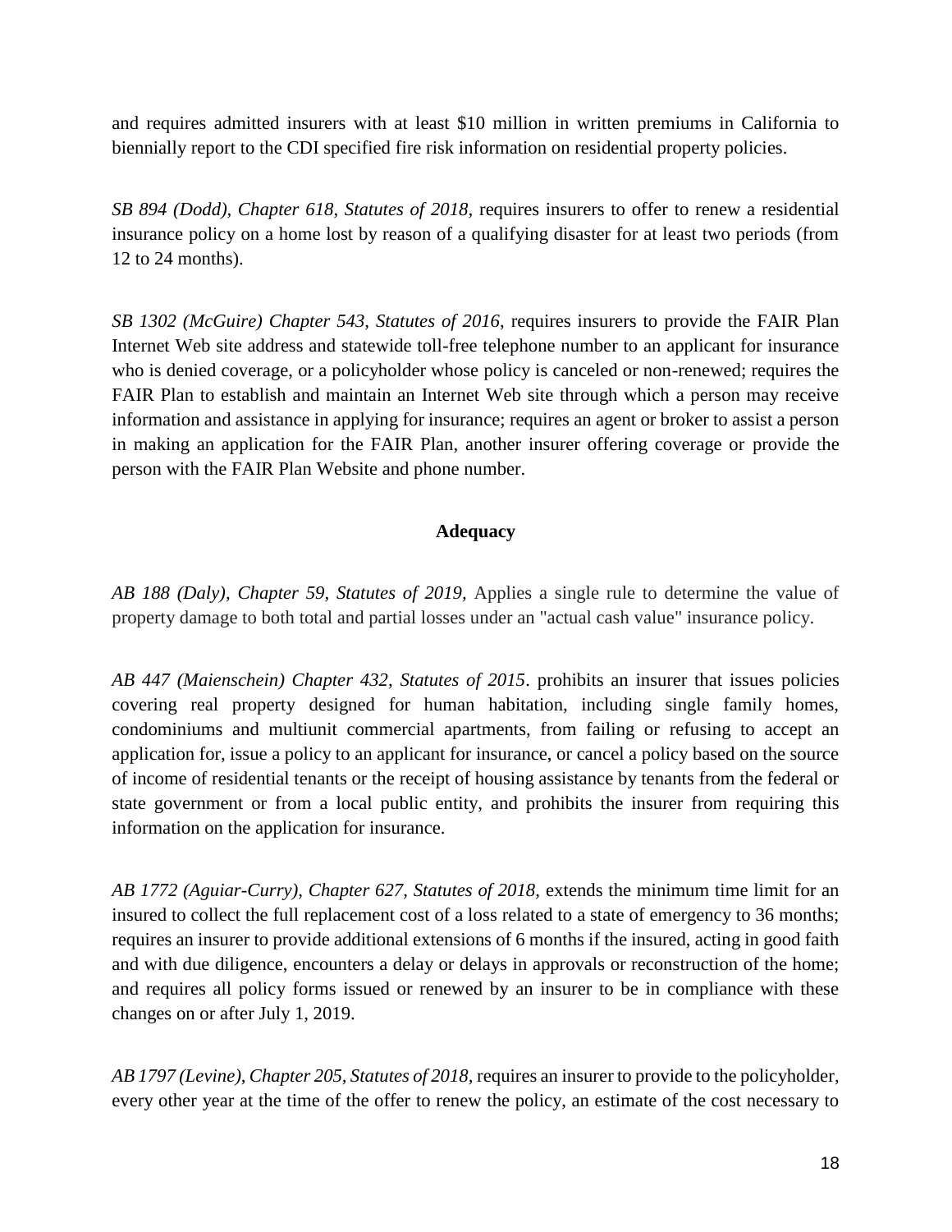and requires admitted insurers with at least $10 million in written premiums in California to biennially report to the CDI specified fire risk information on residential property policies.

*SB 894 (Dodd), Chapter 618, Statutes of 2018*, requires insurers to offer to renew a residential insurance policy on a home lost by reason of a qualifying disaster for at least two periods (from 12 to 24 months).

*SB 1302 (McGuire) Chapter 543, Statutes of 2016*, requires insurers to provide the FAIR Plan Internet Web site address and statewide toll-free telephone number to an applicant for insurance who is denied coverage, or a policyholder whose policy is canceled or non-renewed; requires the FAIR Plan to establish and maintain an Internet Web site through which a person may receive information and assistance in applying for insurance; requires an agent or broker to assist a person in making an application for the FAIR Plan, another insurer offering coverage or provide the person with the FAIR Plan Website and phone number.

**Adequacy**

*AB 188 (Daly), Chapter 59, Statutes of 2019,* Applies a single rule to determine the value of property damage to both total and partial losses under an "actual cash value" insurance policy.

*AB 447 (Maienschein) Chapter 432, Statutes of 2015*. prohibits an insurer that issues policies covering real property designed for human habitation, including single family homes, condominiums and multiunit commercial apartments, from failing or refusing to accept an application for, issue a policy to an applicant for insurance, or cancel a policy based on the source of income of residential tenants or the receipt of housing assistance by tenants from the federal or state government or from a local public entity, and prohibits the insurer from requiring this information on the application for insurance.

*AB 1772 (Aguiar-Curry), Chapter 627, Statutes of 2018*, extends the minimum time limit for an insured to collect the full replacement cost of a loss related to a state of emergency to 36 months; requires an insurer to provide additional extensions of 6 months if the insured, acting in good faith and with due diligence, encounters a delay or delays in approvals or reconstruction of the home; and requires all policy forms issued or renewed by an insurer to be in compliance with these changes on or after July 1, 2019.

*AB 1797 (Levine), Chapter 205, Statutes of 2018,* requires an insurer to provide to the policyholder, every other year at the time of the offer to renew the policy, an estimate of the cost necessary to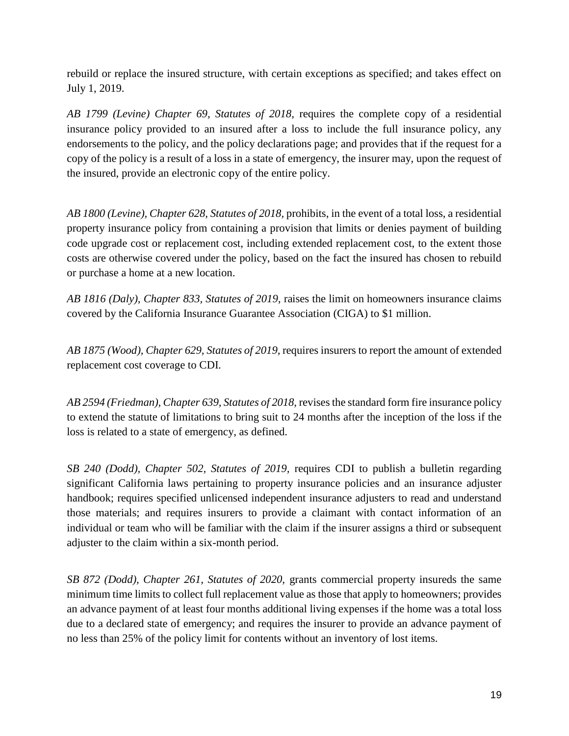rebuild or replace the insured structure, with certain exceptions as specified; and takes effect on July 1, 2019.

*AB 1799 (Levine) Chapter 69, Statutes of 2018*, requires the complete copy of a residential insurance policy provided to an insured after a loss to include the full insurance policy, any endorsements to the policy, and the policy declarations page; and provides that if the request for a copy of the policy is a result of a loss in a state of emergency, the insurer may, upon the request of the insured, provide an electronic copy of the entire policy.

*AB 1800 (Levine), Chapter 628, Statutes of 2018*, prohibits, in the event of a total loss, a residential property insurance policy from containing a provision that limits or denies payment of building code upgrade cost or replacement cost, including extended replacement cost, to the extent those costs are otherwise covered under the policy, based on the fact the insured has chosen to rebuild or purchase a home at a new location.

*AB 1816 (Daly), Chapter 833, Statutes of 2019*, raises the limit on homeowners insurance claims covered by the California Insurance Guarantee Association (CIGA) to $1 million.

*AB 1875 (Wood), Chapter 629, Statutes of 2019*, requires insurers to report the amount of extended replacement cost coverage to CDI.

*AB 2594 (Friedman), Chapter 639, Statutes of 2018*, revises the standard form fire insurance policy to extend the statute of limitations to bring suit to 24 months after the inception of the loss if the loss is related to a state of emergency, as defined.

*SB 240 (Dodd), Chapter 502, Statutes of 2019*, requires CDI to publish a bulletin regarding significant California laws pertaining to property insurance policies and an insurance adjuster handbook; requires specified unlicensed independent insurance adjusters to read and understand those materials; and requires insurers to provide a claimant with contact information of an individual or team who will be familiar with the claim if the insurer assigns a third or subsequent adjuster to the claim within a six-month period.

*SB 872 (Dodd), Chapter 261, Statutes of 2020*, grants commercial property insureds the same minimum time limits to collect full replacement value as those that apply to homeowners; provides an advance payment of at least four months additional living expenses if the home was a total loss due to a declared state of emergency; and requires the insurer to provide an advance payment of no less than 25% of the policy limit for contents without an inventory of lost items.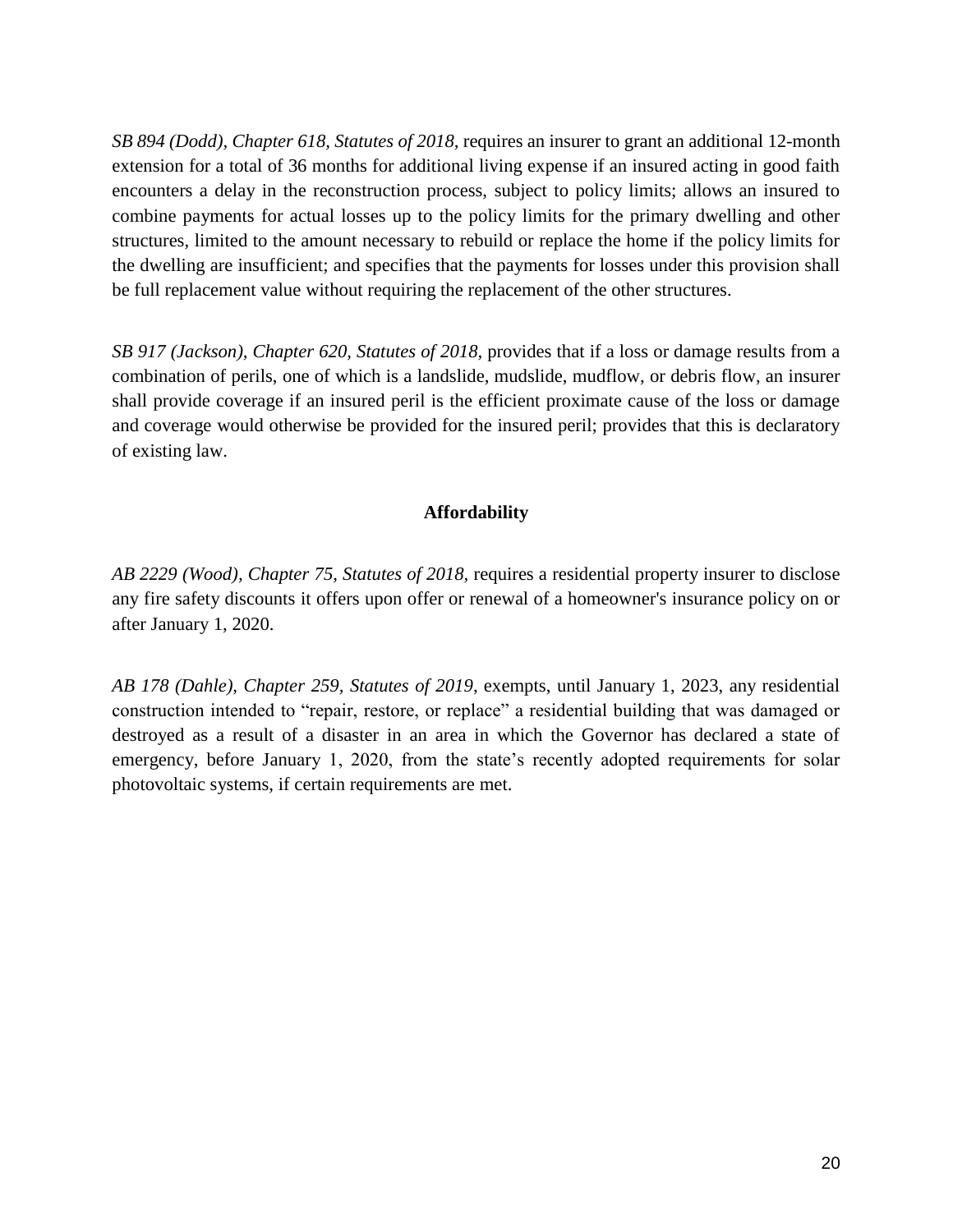*SB 894 (Dodd), Chapter 618, Statutes of 2018,* requires an insurer to grant an additional 12-month extension for a total of 36 months for additional living expense if an insured acting in good faith encounters a delay in the reconstruction process, subject to policy limits; allows an insured to combine payments for actual losses up to the policy limits for the primary dwelling and other structures, limited to the amount necessary to rebuild or replace the home if the policy limits for the dwelling are insufficient; and specifies that the payments for losses under this provision shall be full replacement value without requiring the replacement of the other structures.

*SB 917 (Jackson), Chapter 620, Statutes of 2018,* provides that if a loss or damage results from a combination of perils, one of which is a landslide, mudslide, mudflow, or debris flow, an insurer shall provide coverage if an insured peril is the efficient proximate cause of the loss or damage and coverage would otherwise be provided for the insured peril; provides that this is declaratory of existing law.

**Affordability**

*AB 2229 (Wood), Chapter 75, Statutes of 2018,* requires a residential property insurer to disclose any fire safety discounts it offers upon offer or renewal of a homeowner's insurance policy on or after January 1, 2020.

*AB 178 (Dahle), Chapter 259, Statutes of 2019*, exempts, until January 1, 2023, any residential construction intended to "repair, restore, or replace" a residential building that was damaged or destroyed as a result of a disaster in an area in which the Governor has declared a state of emergency, before January 1, 2020, from the state's recently adopted requirements for solar photovoltaic systems, if certain requirements are met.